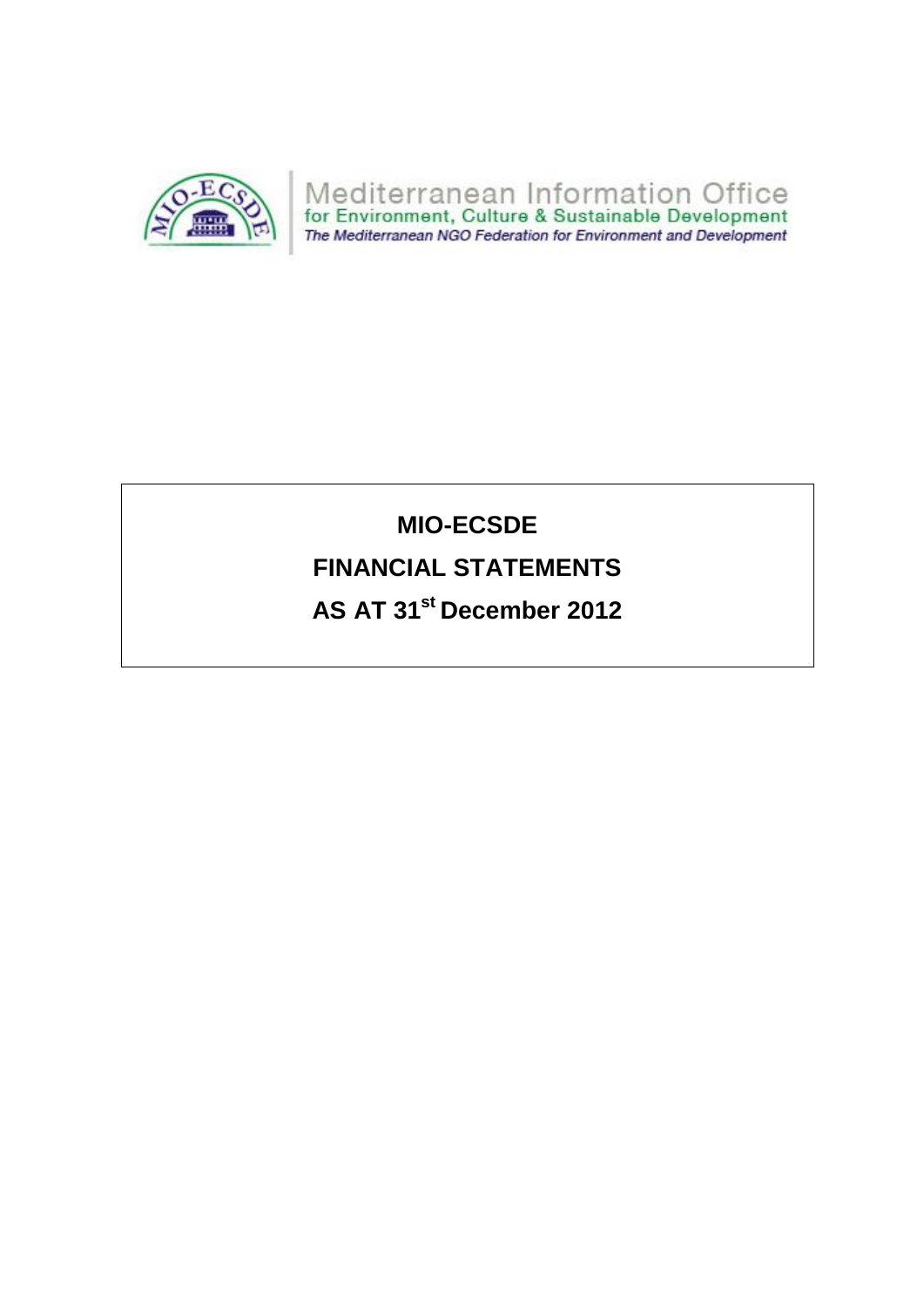Mediterranean Information Office
for Environment, Culture & Sustainable Development
*The Mediterranean NGO Federation for Environment and Development*

# MIO-ECSDE

# FINANCIAL STATEMENTS

# AS AT 31st December 2012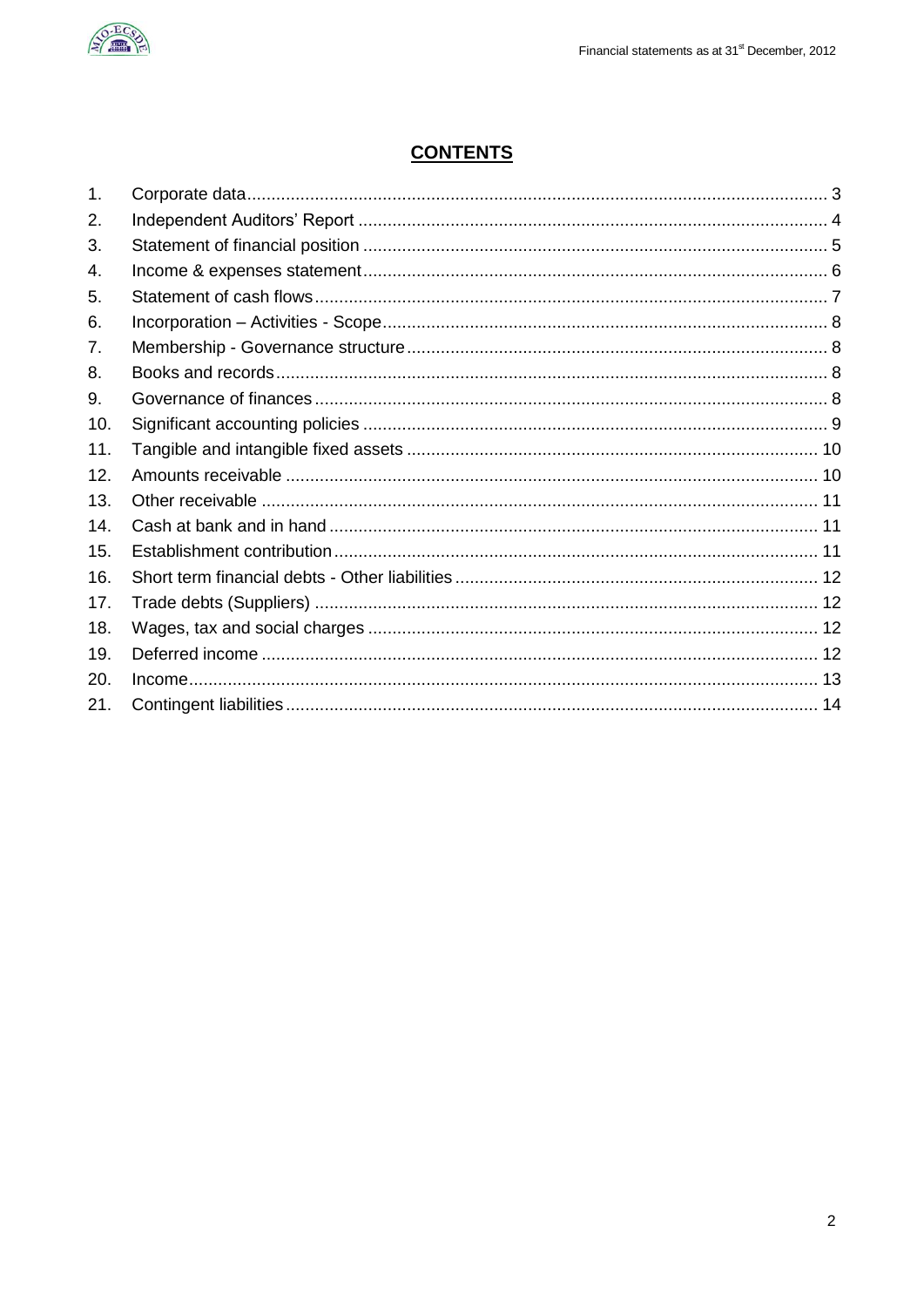## CONTENTS

| | | |
|---|---|---|
| 1. | Corporate data | 3 |
| 2. | Independent Auditors' Report | 4 |
| 3. | Statement of financial position | 5 |
| 4. | Income & expenses statement | 6 |
| 5. | Statement of cash flows | 7 |
| 6. | Incorporation – Activities - Scope | 8 |
| 7. | Membership - Governance structure | 8 |
| 8. | Books and records | 8 |
| 9. | Governance of finances | 8 |
| 10. | Significant accounting policies | 9 |
| 11. | Tangible and intangible fixed assets | 10 |
| 12. | Amounts receivable | 10 |
| 13. | Other receivable | 11 |
| 14. | Cash at bank and in hand | 11 |
| 15. | Establishment contribution | 11 |
| 16. | Short term financial debts - Other liabilities | 12 |
| 17. | Trade debts (Suppliers) | 12 |
| 18. | Wages, tax and social charges | 12 |
| 19. | Deferred income | 12 |
| 20. | Income | 13 |
| 21. | Contingent liabilities | 14 |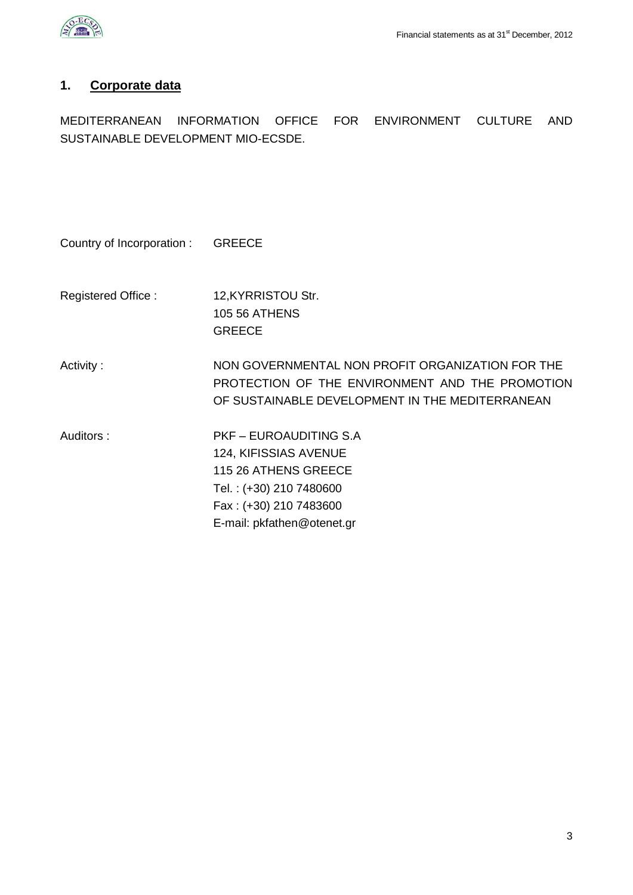## 1. Corporate data

MEDITERRANEAN INFORMATION OFFICE FOR ENVIRONMENT CULTURE AND SUSTAINABLE DEVELOPMENT MIO-ECSDE.

| | |
|---|---|
| Country of Incorporation : | GREECE |
| Registered Office : | 12,KYRRISTOU Str.<br>105 56 ATHENS<br>GREECE |
| Activity : | NON GOVERNMENTAL NON PROFIT ORGANIZATION FOR THE PROTECTION OF THE ENVIRONMENT AND THE PROMOTION OF SUSTAINABLE DEVELOPMENT IN THE MEDITERRANEAN |
| Auditors : | PKF – EUROAUDITING S.A<br>124, KIFISSIAS AVENUE<br>115 26 ATHENS GREECE<br>Tel. : (+30) 210 7480600<br>Fax : (+30) 210 7483600<br>E-mail: pkfathen@otenet.gr |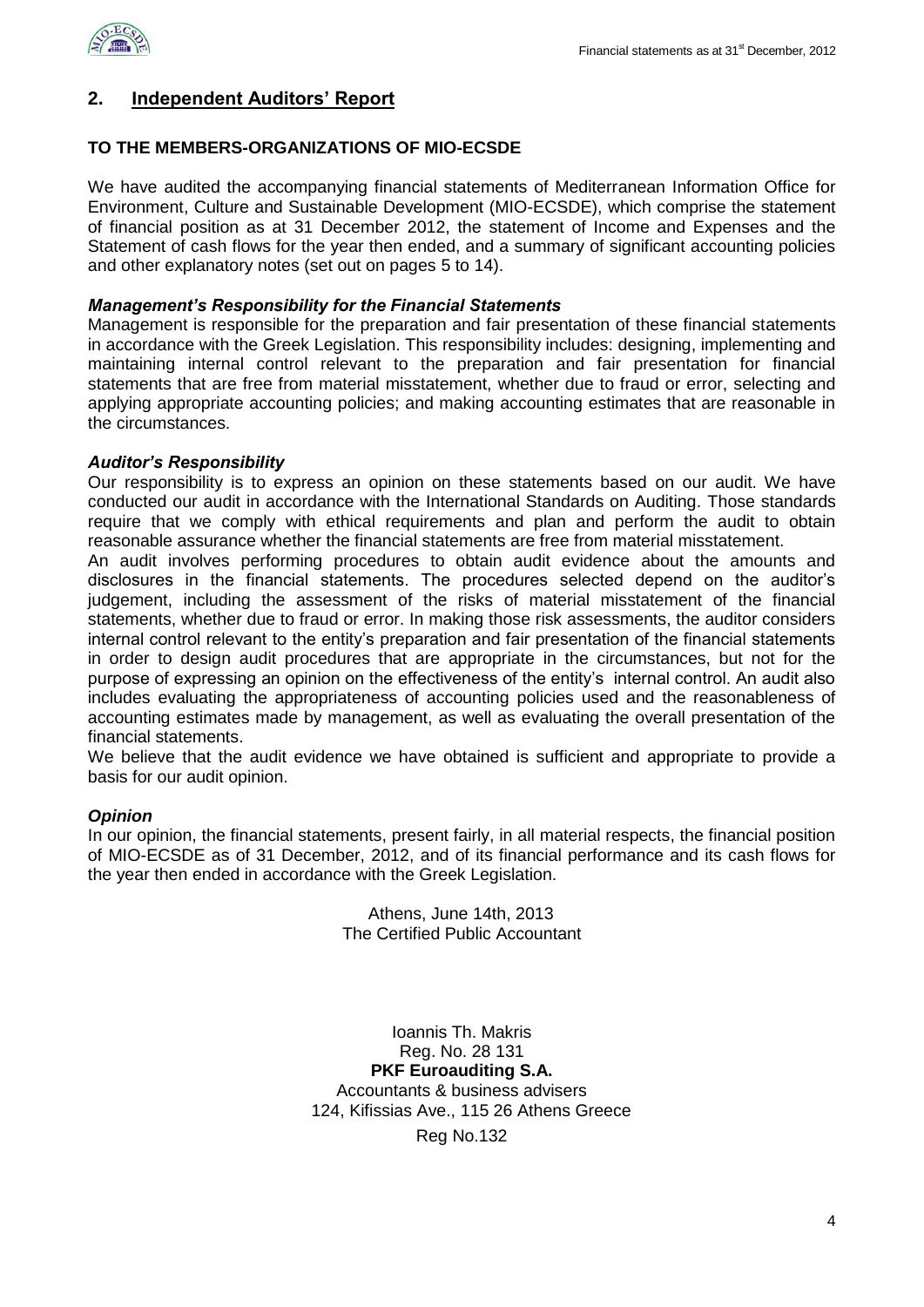## 2. Independent Auditors' Report

**TO THE MEMBERS-ORGANIZATIONS OF MIO-ECSDE**

We have audited the accompanying financial statements of Mediterranean Information Office for Environment, Culture and Sustainable Development (MIO-ECSDE), which comprise the statement of financial position as at 31 December 2012, the statement of Income and Expenses and the Statement of cash flows for the year then ended, and a summary of significant accounting policies and other explanatory notes (set out on pages 5 to 14).

***Management's Responsibility for the Financial Statements***

Management is responsible for the preparation and fair presentation of these financial statements in accordance with the Greek Legislation. This responsibility includes: designing, implementing and maintaining internal control relevant to the preparation and fair presentation for financial statements that are free from material misstatement, whether due to fraud or error, selecting and applying appropriate accounting policies; and making accounting estimates that are reasonable in the circumstances.

***Auditor's Responsibility***

Our responsibility is to express an opinion on these statements based on our audit. We have conducted our audit in accordance with the International Standards on Auditing. Those standards require that we comply with ethical requirements and plan and perform the audit to obtain reasonable assurance whether the financial statements are free from material misstatement.

An audit involves performing procedures to obtain audit evidence about the amounts and disclosures in the financial statements. The procedures selected depend on the auditor's judgement, including the assessment of the risks of material misstatement of the financial statements, whether due to fraud or error. In making those risk assessments, the auditor considers internal control relevant to the entity's preparation and fair presentation of the financial statements in order to design audit procedures that are appropriate in the circumstances, but not for the purpose of expressing an opinion on the effectiveness of the entity's internal control. An audit also includes evaluating the appropriateness of accounting policies used and the reasonableness of accounting estimates made by management, as well as evaluating the overall presentation of the financial statements.

We believe that the audit evidence we have obtained is sufficient and appropriate to provide a basis for our audit opinion.

***Opinion***

In our opinion, the financial statements, present fairly, in all material respects, the financial position of MIO-ECSDE as of 31 December, 2012, and of its financial performance and its cash flows for the year then ended in accordance with the Greek Legislation.

Athens, June 14th, 2013
The Certified Public Accountant

Ioannis Th. Makris
Reg. No. 28 131
**PKF Euroauditing S.A.**
Accountants & business advisers
124, Kifissias Ave., 115 26 Athens Greece
Reg No.132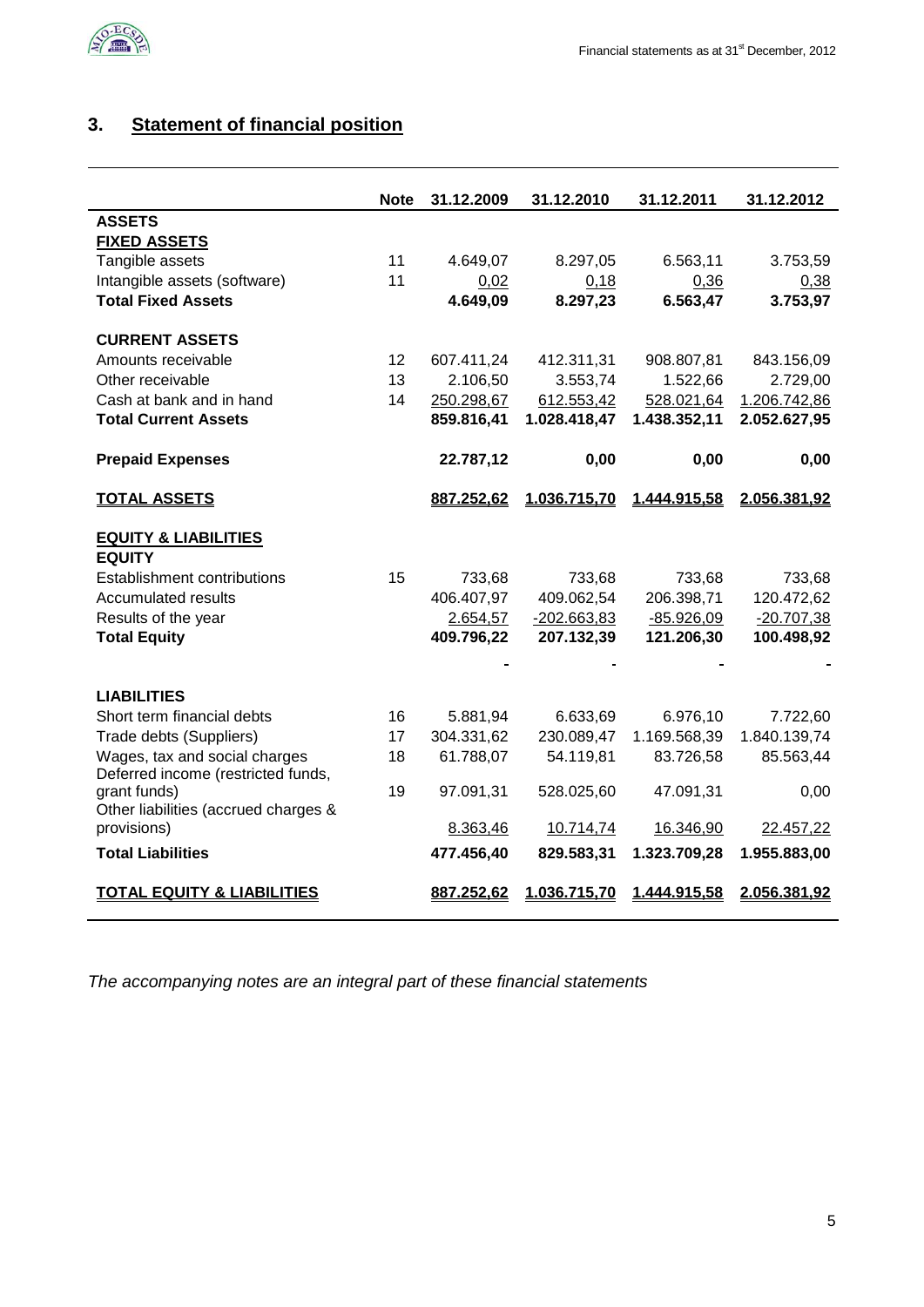## 3. Statement of financial position

| | Note | 31.12.2009 | 31.12.2010 | 31.12.2011 | 31.12.2012 |
|---|---|---|---|---|---|
| **ASSETS** | | | | | |
| **FIXED ASSETS** | | | | | |
| Tangible assets | 11 | 4.649,07 | 8.297,05 | 6.563,11 | 3.753,59 |
| Intangible assets (software) | 11 | 0,02 | 0,18 | 0,36 | 0,38 |
| **Total Fixed Assets** | | **4.649,09** | **8.297,23** | **6.563,47** | **3.753,97** |
| | | | | | |
| **CURRENT ASSETS** | | | | | |
| Amounts receivable | 12 | 607.411,24 | 412.311,31 | 908.807,81 | 843.156,09 |
| Other receivable | 13 | 2.106,50 | 3.553,74 | 1.522,66 | 2.729,00 |
| Cash at bank and in hand | 14 | 250.298,67 | 612.553,42 | 528.021,64 | 1.206.742,86 |
| **Total Current Assets** | | **859.816,41** | **1.028.418,47** | **1.438.352,11** | **2.052.627,95** |
| | | | | | |
| **Prepaid Expenses** | | **22.787,12** | **0,00** | **0,00** | **0,00** |
| | | | | | |
| **TOTAL ASSETS** | | **887.252,62** | **1.036.715,70** | **1.444.915,58** | **2.056.381,92** |
| | | | | | |
| **EQUITY & LIABILITIES** | | | | | |
| **EQUITY** | | | | | |
| Establishment contributions | 15 | 733,68 | 733,68 | 733,68 | 733,68 |
| Accumulated results | | 406.407,97 | 409.062,54 | 206.398,71 | 120.472,62 |
| Results of the year | | 2.654,57 | -202.663,83 | -85.926,09 | -20.707,38 |
| **Total Equity** | | **409.796,22** | **207.132,39** | **121.206,30** | **100.498,92** |
| | | - | - | - | - |
| **LIABILITIES** | | | | | |
| Short term financial debts | 16 | 5.881,94 | 6.633,69 | 6.976,10 | 7.722,60 |
| Trade debts (Suppliers) | 17 | 304.331,62 | 230.089,47 | 1.169.568,39 | 1.840.139,74 |
| Wages, tax and social charges | 18 | 61.788,07 | 54.119,81 | 83.726,58 | 85.563,44 |
| Deferred income (restricted funds, grant funds) | 19 | 97.091,31 | 528.025,60 | 47.091,31 | 0,00 |
| Other liabilities (accrued charges & provisions) | | 8.363,46 | 10.714,74 | 16.346,90 | 22.457,22 |
| **Total Liabilities** | | **477.456,40** | **829.583,31** | **1.323.709,28** | **1.955.883,00** |
| | | | | | |
| **TOTAL EQUITY & LIABILITIES** | | **887.252,62** | **1.036.715,70** | **1.444.915,58** | **2.056.381,92** |

*The accompanying notes are an integral part of these financial statements*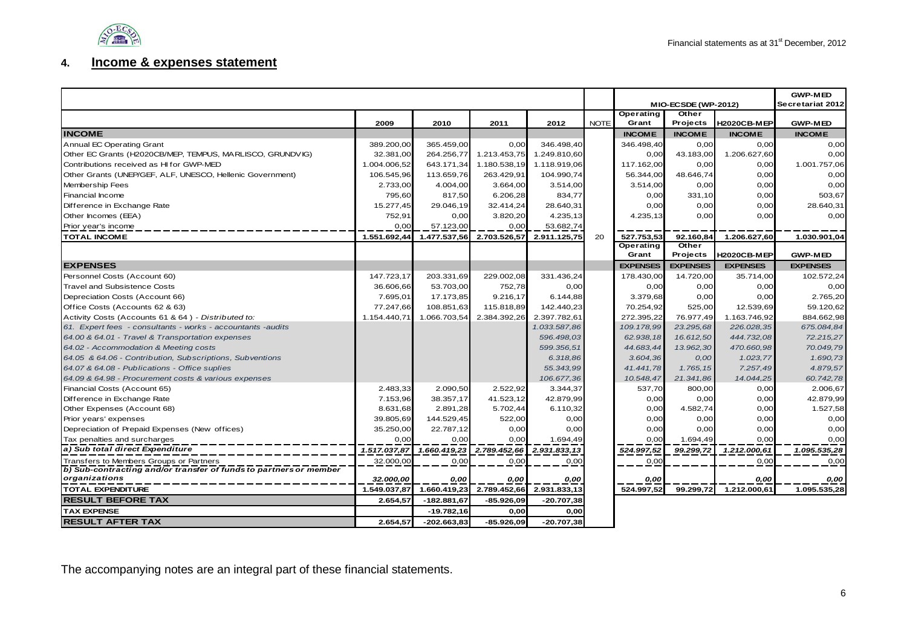## 4. Income & expenses statement

| | 2009 | 2010 | 2011 | 2012 | NOTE | MIO-ECSDE (WP-2012) Operating Grant | Other Projects | H2020CB-MEP | GWP-MED Secretariat 2012 GWP-MED |
|---|---|---|---|---|---|---|---|---|---|
| **INCOME** | | | | | | **INCOME** | **INCOME** | **INCOME** | **INCOME** |
| Annual EC Operating Grant | 389.200,00 | 365.459,00 | 0,00 | 346.498,40 | | 346.498,40 | 0,00 | 0,00 | 0,00 |
| Other EC Grants (H2020CB/MEP, TEMPUS, MARLISCO, GRUNDVIG) | 32.381,00 | 264.256,77 | 1.213.453,75 | 1.249.810,60 | | 0,00 | 43.183,00 | 1.206.627,60 | 0,00 |
| Contributions received as HI for GWP-MED | 1.004.006,52 | 643.171,34 | 1.180.538,19 | 1.118.919,06 | | 117.162,00 | 0,00 | 0,00 | 1.001.757,06 |
| Other Grants (UNEP/GEF, ALF, UNESCO, Hellenic Government) | 106.545,96 | 113.659,76 | 263.429,91 | 104.990,74 | | 56.344,00 | 48.646,74 | 0,00 | 0,00 |
| Membership Fees | 2.733,00 | 4.004,00 | 3.664,00 | 3.514,00 | | 3.514,00 | 0,00 | 0,00 | 0,00 |
| Financial Income | 795,60 | 817,50 | 6.206,28 | 834,77 | | 0,00 | 331,10 | 0,00 | 503,67 |
| Difference in Exchange Rate | 15.277,45 | 29.046,19 | 32.414,24 | 28.640,31 | | 0,00 | 0,00 | 0,00 | 28.640,31 |
| Other Incomes (EEA) | 752,91 | 0,00 | 3.820,20 | 4.235,13 | | 4.235,13 | 0,00 | 0,00 | 0,00 |
| Prior year's income | 0,00 | 57.123,00 | 0,00 | 53.682,74 | | | | | |
| **TOTAL INCOME** | **1.551.692,44** | **1.477.537,56** | **2.703.526,57** | **2.911.125,75** | 20 | **527.753,53** | **92.160,84** | **1.206.627,60** | **1.030.901,04** |
| | | | | | | **Operating Grant** | **Other Projects** | **H2020CB-MEP** | **GWP-MED** |
| **EXPENSES** | | | | | | **EXPENSES** | **EXPENSES** | **EXPENSES** | **EXPENSES** |
| Personnel Costs (Account 60) | 147.723,17 | 203.331,69 | 229.002,08 | 331.436,24 | | 178.430,00 | 14.720,00 | 35.714,00 | 102.572,24 |
| Travel and Subsistence Costs | 36.606,66 | 53.703,00 | 752,78 | 0,00 | | 0,00 | 0,00 | 0,00 | 0,00 |
| Depreciation Costs (Account 66) | 7.695,01 | 17.173,85 | 9.216,17 | 6.144,88 | | 3.379,68 | 0,00 | 0,00 | 2.765,20 |
| Office Costs (Accounts 62 & 63) | 77.247,66 | 108.851,63 | 115.818,89 | 142.440,23 | | 70.254,92 | 525,00 | 12.539,69 | 59.120,62 |
| Activity Costs (Accounts 61 & 64 ) - *Distributed to:* | 1.154.440,71 | 1.066.703,54 | 2.384.392,26 | 2.397.782,61 | | 272.395,22 | 76.977,49 | 1.163.746,92 | 884.662,98 |
| *61. Expert fees - consultants - works - accountants -audits* | | | | *1.033.587,86* | | *109.178,99* | *23.295,68* | *226.028,35* | *675.084,84* |
| *64.00 & 64.01 - Travel & Transportation expenses* | | | | *596.498,03* | | *62.938,18* | *16.612,50* | *444.732,08* | *72.215,27* |
| *64.02 - Accommodation & Meeting costs* | | | | *599.356,51* | | *44.683,44* | *13.962,30* | *470.660,98* | *70.049,79* |
| *64.05 & 64.06 - Contribution, Subscriptions, Subventions* | | | | *6.318,86* | | *3.604,36* | *0,00* | *1.023,77* | *1.690,73* |
| *64.07 & 64.08 - Publications - Office suplies* | | | | *55.343,99* | | *41.441,78* | *1.765,15* | *7.257,49* | *4.879,57* |
| *64.09 & 64.98 - Procurement costs & various expenses* | | | | *106.677,36* | | *10.548,47* | *21.341,86* | *14.044,25* | *60.742,78* |
| Financial Costs (Account 65) | 2.483,33 | 2.090,50 | 2.522,92 | 3.344,37 | | 537,70 | 800,00 | 0,00 | 2.006,67 |
| Difference in Exchange Rate | 7.153,96 | 38.357,17 | 41.523,12 | 42.879,99 | | 0,00 | 0,00 | 0,00 | 42.879,99 |
| Other Expenses (Account 68) | 8.631,68 | 2.891,28 | 5.702,44 | 6.110,32 | | 0,00 | 4.582,74 | 0,00 | 1.527,58 |
| Prior years' expenses | 39.805,69 | 144.529,45 | 522,00 | 0,00 | | 0,00 | 0,00 | 0,00 | 0,00 |
| Depreciation of Prepaid Expenses (New offices) | 35.250,00 | 22.787,12 | 0,00 | 0,00 | | 0,00 | 0,00 | 0,00 | 0,00 |
| Tax penalties and surcharges | 0,00 | 0,00 | 0,00 | 1.694,49 | | 0,00 | 1.694,49 | 0,00 | 0,00 |
| ***a) Sub total direct Expenditure*** | ***1.517.037,87*** | ***1.660.419,23*** | ***2.789.452,66*** | ***2.931.833,13*** | | ***524.997,52*** | ***99.299,72*** | ***1.212.000,61*** | ***1.095.535,28*** |
| Transfers to Members Groups or Partners | 32.000,00 | 0,00 | 0,00 | 0,00 | | 0,00 | | 0,00 | 0,00 |
| ***b) Sub-contracting and/or transfer of funds to partners or member organizations*** | ***32.000,00*** | ***0,00*** | ***0,00*** | ***0,00*** | | ***0,00*** | | ***0,00*** | ***0,00*** |
| **TOTAL EXPENDITURE** | **1.549.037,87** | **1.660.419,23** | **2.789.452,66** | **2.931.833,13** | | **524.997,52** | **99.299,72** | **1.212.000,61** | **1.095.535,28** |
| **RESULT BEFORE TAX** | **2.654,57** | **-182.881,67** | **-85.926,09** | **-20.707,38** | | | | | |
| **TAX EXPENSE** | | **-19.782,16** | **0,00** | **0,00** | | | | | |
| **RESULT AFTER TAX** | **2.654,57** | **-202.663,83** | **-85.926,09** | **-20.707,38** | | | | | |

The accompanying notes are an integral part of these financial statements.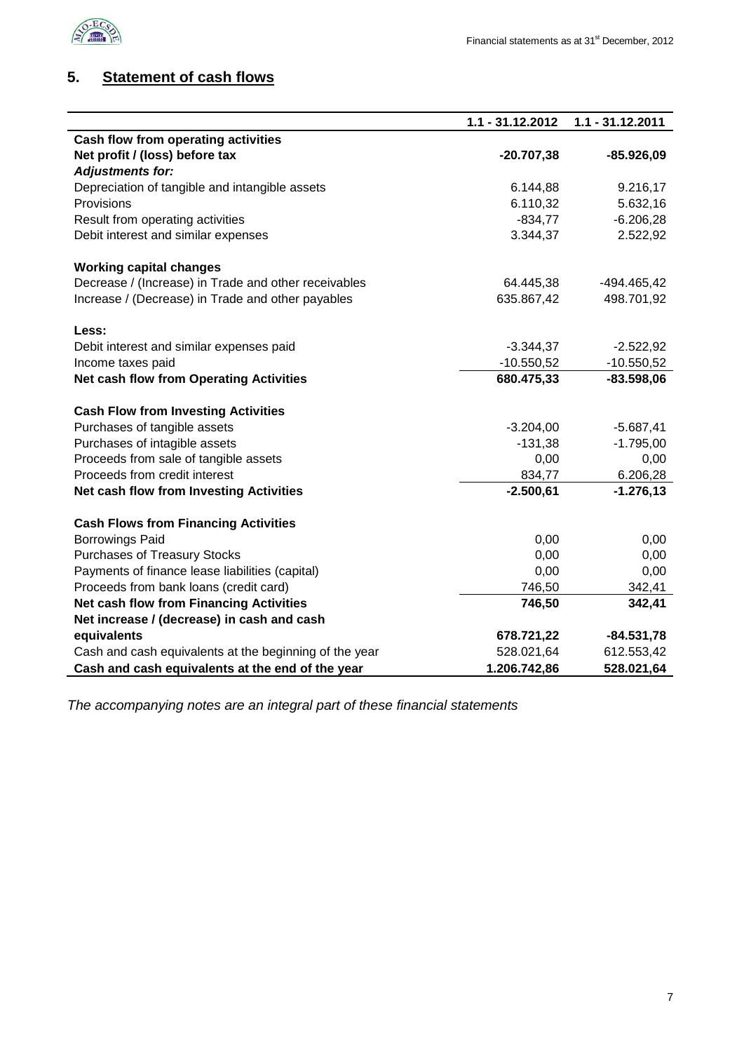## 5. Statement of cash flows

| | 1.1 - 31.12.2012 | 1.1 - 31.12.2011 |
|---|---|---|
| **Cash flow from operating activities** | | |
| **Net profit / (loss) before tax** | **-20.707,38** | **-85.926,09** |
| ***Adjustments for:*** | | |
| Depreciation of tangible and intangible assets | 6.144,88 | 9.216,17 |
| Provisions | 6.110,32 | 5.632,16 |
| Result from operating activities | -834,77 | -6.206,28 |
| Debit interest and similar expenses | 3.344,37 | 2.522,92 |
| | | |
| **Working capital changes** | | |
| Decrease / (Increase) in Trade and other receivables | 64.445,38 | -494.465,42 |
| Increase / (Decrease) in Trade and other payables | 635.867,42 | 498.701,92 |
| | | |
| **Less:** | | |
| Debit interest and similar expenses paid | -3.344,37 | -2.522,92 |
| Income taxes paid | -10.550,52 | -10.550,52 |
| **Net cash flow from Operating Activities** | **680.475,33** | **-83.598,06** |
| | | |
| **Cash Flow from Investing Activities** | | |
| Purchases of tangible assets | -3.204,00 | -5.687,41 |
| Purchases of intagible assets | -131,38 | -1.795,00 |
| Proceeds from sale of tangible assets | 0,00 | 0,00 |
| Proceeds from credit interest | 834,77 | 6.206,28 |
| **Net cash flow from Investing Activities** | **-2.500,61** | **-1.276,13** |
| | | |
| **Cash Flows from Financing Activities** | | |
| Borrowings Paid | 0,00 | 0,00 |
| Purchases of Treasury Stocks | 0,00 | 0,00 |
| Payments of finance lease liabilities (capital) | 0,00 | 0,00 |
| Proceeds from bank loans (credit card) | 746,50 | 342,41 |
| **Net cash flow from Financing Activities** | **746,50** | **342,41** |
| **Net increase / (decrease) in cash and cash equivalents** | **678.721,22** | **-84.531,78** |
| Cash and cash equivalents at the beginning of the year | 528.021,64 | 612.553,42 |
| **Cash and cash equivalents at the end of the year** | **1.206.742,86** | **528.021,64** |

*The accompanying notes are an integral part of these financial statements*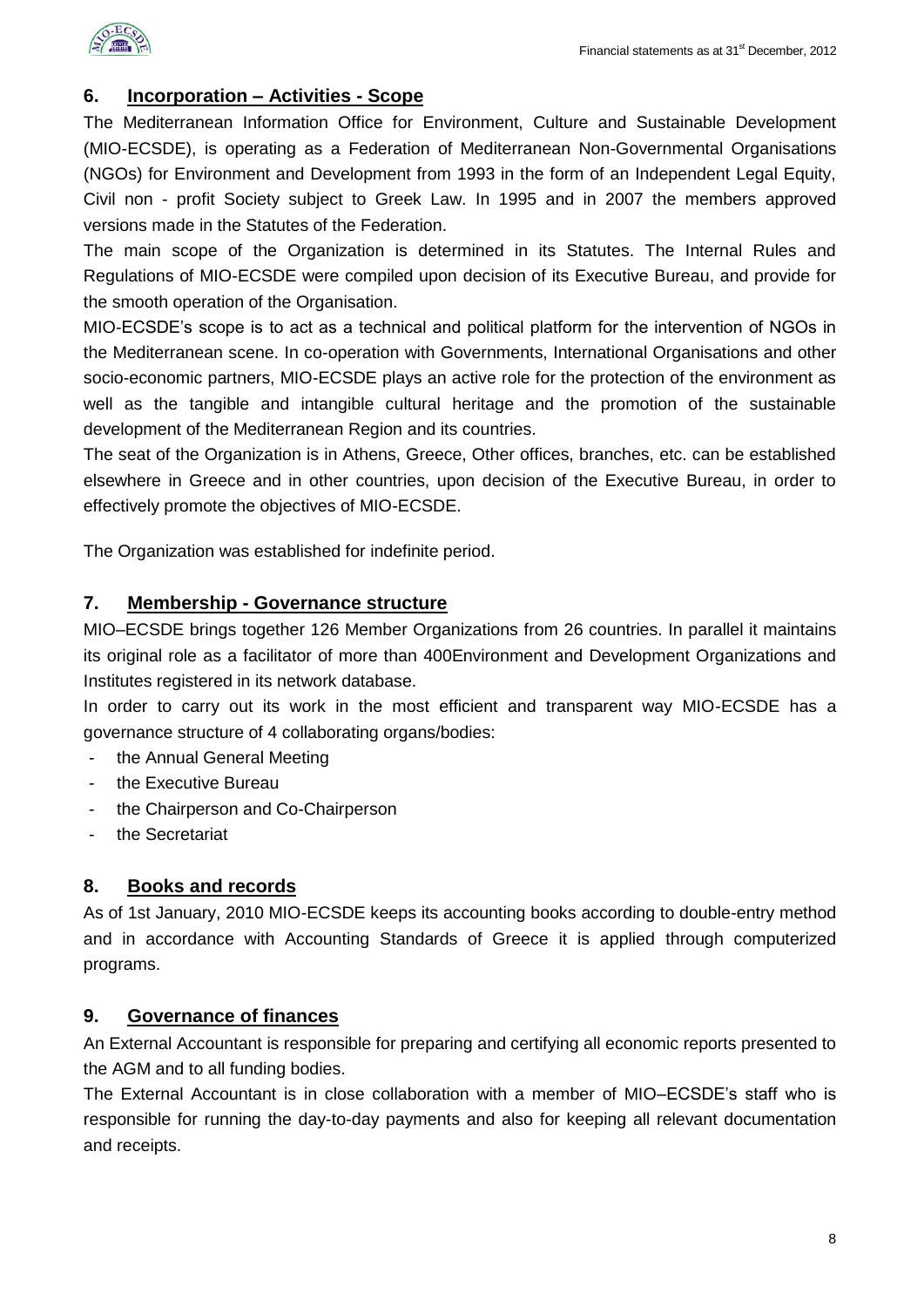## 6. Incorporation – Activities - Scope

The Mediterranean Information Office for Environment, Culture and Sustainable Development (MIO-ECSDE), is operating as a Federation of Mediterranean Non-Governmental Organisations (NGOs) for Environment and Development from 1993 in the form of an Independent Legal Equity, Civil non - profit Society subject to Greek Law. In 1995 and in 2007 the members approved versions made in the Statutes of the Federation.

The main scope of the Organization is determined in its Statutes. The Internal Rules and Regulations of MIO-ECSDE were compiled upon decision of its Executive Bureau, and provide for the smooth operation of the Organisation.

MIO-ECSDE's scope is to act as a technical and political platform for the intervention of NGOs in the Mediterranean scene. In co-operation with Governments, International Organisations and other socio-economic partners, MIO-ECSDE plays an active role for the protection of the environment as well as the tangible and intangible cultural heritage and the promotion of the sustainable development of the Mediterranean Region and its countries.

The seat of the Organization is in Athens, Greece, Other offices, branches, etc. can be established elsewhere in Greece and in other countries, upon decision of the Executive Bureau, in order to effectively promote the objectives of MIO-ECSDE.

The Organization was established for indefinite period.

## 7. Membership - Governance structure

MIO–ECSDE brings together 126 Member Organizations from 26 countries. In parallel it maintains its original role as a facilitator of more than 400Environment and Development Organizations and Institutes registered in its network database.

In order to carry out its work in the most efficient and transparent way MIO-ECSDE has a governance structure of 4 collaborating organs/bodies:

- the Annual General Meeting
- the Executive Bureau
- the Chairperson and Co-Chairperson
- the Secretariat

## 8. Books and records

As of 1st January, 2010 MIO-ECSDE keeps its accounting books according to double-entry method and in accordance with Accounting Standards of Greece it is applied through computerized programs.

## 9. Governance of finances

An External Accountant is responsible for preparing and certifying all economic reports presented to the AGM and to all funding bodies.

The External Accountant is in close collaboration with a member of MIO–ECSDE's staff who is responsible for running the day-to-day payments and also for keeping all relevant documentation and receipts.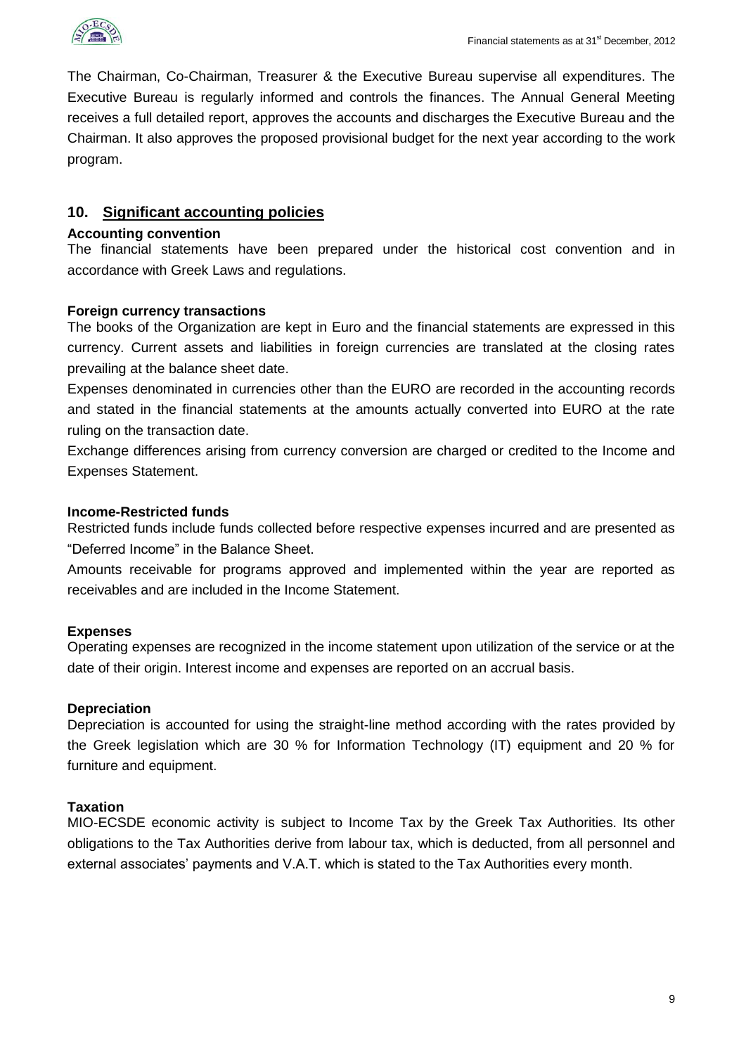The Chairman, Co-Chairman, Treasurer & the Executive Bureau supervise all expenditures. The Executive Bureau is regularly informed and controls the finances. The Annual General Meeting receives a full detailed report, approves the accounts and discharges the Executive Bureau and the Chairman. It also approves the proposed provisional budget for the next year according to the work program.

## 10. Significant accounting policies

**Accounting convention**

The financial statements have been prepared under the historical cost convention and in accordance with Greek Laws and regulations.

**Foreign currency transactions**

The books of the Organization are kept in Euro and the financial statements are expressed in this currency. Current assets and liabilities in foreign currencies are translated at the closing rates prevailing at the balance sheet date.

Expenses denominated in currencies other than the EURO are recorded in the accounting records and stated in the financial statements at the amounts actually converted into EURO at the rate ruling on the transaction date.

Exchange differences arising from currency conversion are charged or credited to the Income and Expenses Statement.

**Income-Restricted funds**

Restricted funds include funds collected before respective expenses incurred and are presented as "Deferred Income" in the Balance Sheet.

Amounts receivable for programs approved and implemented within the year are reported as receivables and are included in the Income Statement.

**Expenses**

Operating expenses are recognized in the income statement upon utilization of the service or at the date of their origin. Interest income and expenses are reported on an accrual basis.

**Depreciation**

Depreciation is accounted for using the straight-line method according with the rates provided by the Greek legislation which are 30 % for Information Technology (IT) equipment and 20 % for furniture and equipment.

**Taxation**

MIO-ECSDE economic activity is subject to Income Tax by the Greek Tax Authorities. Its other obligations to the Tax Authorities derive from labour tax, which is deducted, from all personnel and external associates' payments and V.A.T. which is stated to the Tax Authorities every month.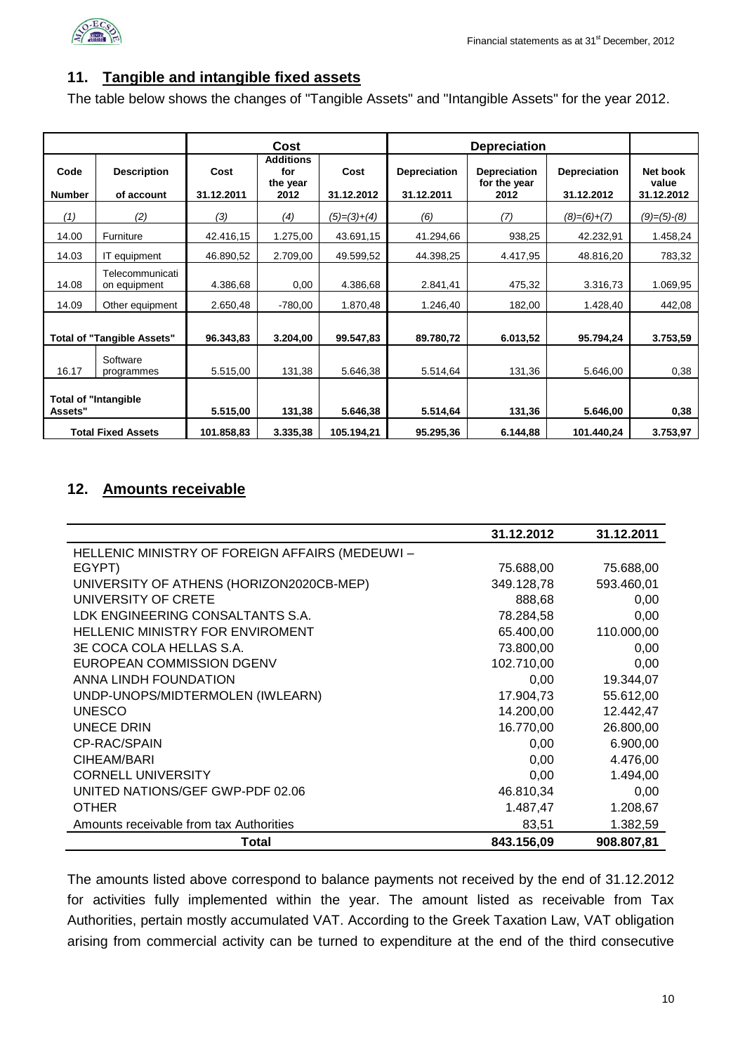## 11. Tangible and intangible fixed assets

The table below shows the changes of "Tangible Assets" and "Intangible Assets" for the year 2012.

| | | Cost | | | Depreciation | | | |
|---|---|---|---|---|---|---|---|---|
| Code Number | Description of account | Cost 31.12.2011 | Additions for the year 2012 | Cost 31.12.2012 | Depreciation 31.12.2011 | Depreciation for the year 2012 | Depreciation 31.12.2012 | Net book value 31.12.2012 |
| (1) | (2) | (3) | (4) | (5)=(3)+(4) | (6) | (7) | (8)=(6)+(7) | (9)=(5)-(8) |
| 14.00 | Furniture | 42.416,15 | 1.275,00 | 43.691,15 | 41.294,66 | 938,25 | 42.232,91 | 1.458,24 |
| 14.03 | IT equipment | 46.890,52 | 2.709,00 | 49.599,52 | 44.398,25 | 4.417,95 | 48.816,20 | 783,32 |
| 14.08 | Telecommunication equipment | 4.386,68 | 0,00 | 4.386,68 | 2.841,41 | 475,32 | 3.316,73 | 1.069,95 |
| 14.09 | Other equipment | 2.650,48 | -780,00 | 1.870,48 | 1.246,40 | 182,00 | 1.428,40 | 442,08 |
| **Total of "Tangible Assets"** | | **96.343,83** | **3.204,00** | **99.547,83** | **89.780,72** | **6.013,52** | **95.794,24** | **3.753,59** |
| 16.17 | Software programmes | 5.515,00 | 131,38 | 5.646,38 | 5.514,64 | 131,36 | 5.646,00 | 0,38 |
| **Total of "Intangible Assets"** | | **5.515,00** | **131,38** | **5.646,38** | **5.514,64** | **131,36** | **5.646,00** | **0,38** |
| **Total Fixed Assets** | | **101.858,83** | **3.335,38** | **105.194,21** | **95.295,36** | **6.144,88** | **101.440,24** | **3.753,97** |

## 12. Amounts receivable

| | 31.12.2012 | 31.12.2011 |
|---|---|---|
| HELLENIC MINISTRY OF FOREIGN AFFAIRS (MEDEUWI – EGYPT) | 75.688,00 | 75.688,00 |
| UNIVERSITY OF ATHENS (HORIZON2020CB-MEP) | 349.128,78 | 593.460,01 |
| UNIVERSITY OF CRETE | 888,68 | 0,00 |
| LDK ENGINEERING CONSALTANTS S.A. | 78.284,58 | 0,00 |
| HELLENIC MINISTRY FOR ENVIROMENT | 65.400,00 | 110.000,00 |
| 3E COCA COLA HELLAS S.A. | 73.800,00 | 0,00 |
| EUROPEAN COMMISSION DGENV | 102.710,00 | 0,00 |
| ANNA LINDH FOUNDATION | 0,00 | 19.344,07 |
| UNDP-UNOPS/MIDTERMOLEN (IWLEARN) | 17.904,73 | 55.612,00 |
| UNESCO | 14.200,00 | 12.442,47 |
| UNECE DRIN | 16.770,00 | 26.800,00 |
| CP-RAC/SPAIN | 0,00 | 6.900,00 |
| CIHEAM/BARI | 0,00 | 4.476,00 |
| CORNELL UNIVERSITY | 0,00 | 1.494,00 |
| UNITED NATIONS/GEF GWP-PDF 02.06 | 46.810,34 | 0,00 |
| OTHER | 1.487,47 | 1.208,67 |
| Amounts receivable from tax Authorities | 83,51 | 1.382,59 |
| **Total** | **843.156,09** | **908.807,81** |

The amounts listed above correspond to balance payments not received by the end of 31.12.2012 for activities fully implemented within the year. The amount listed as receivable from Tax Authorities, pertain mostly accumulated VAT. According to the Greek Taxation Law, VAT obligation arising from commercial activity can be turned to expenditure at the end of the third consecutive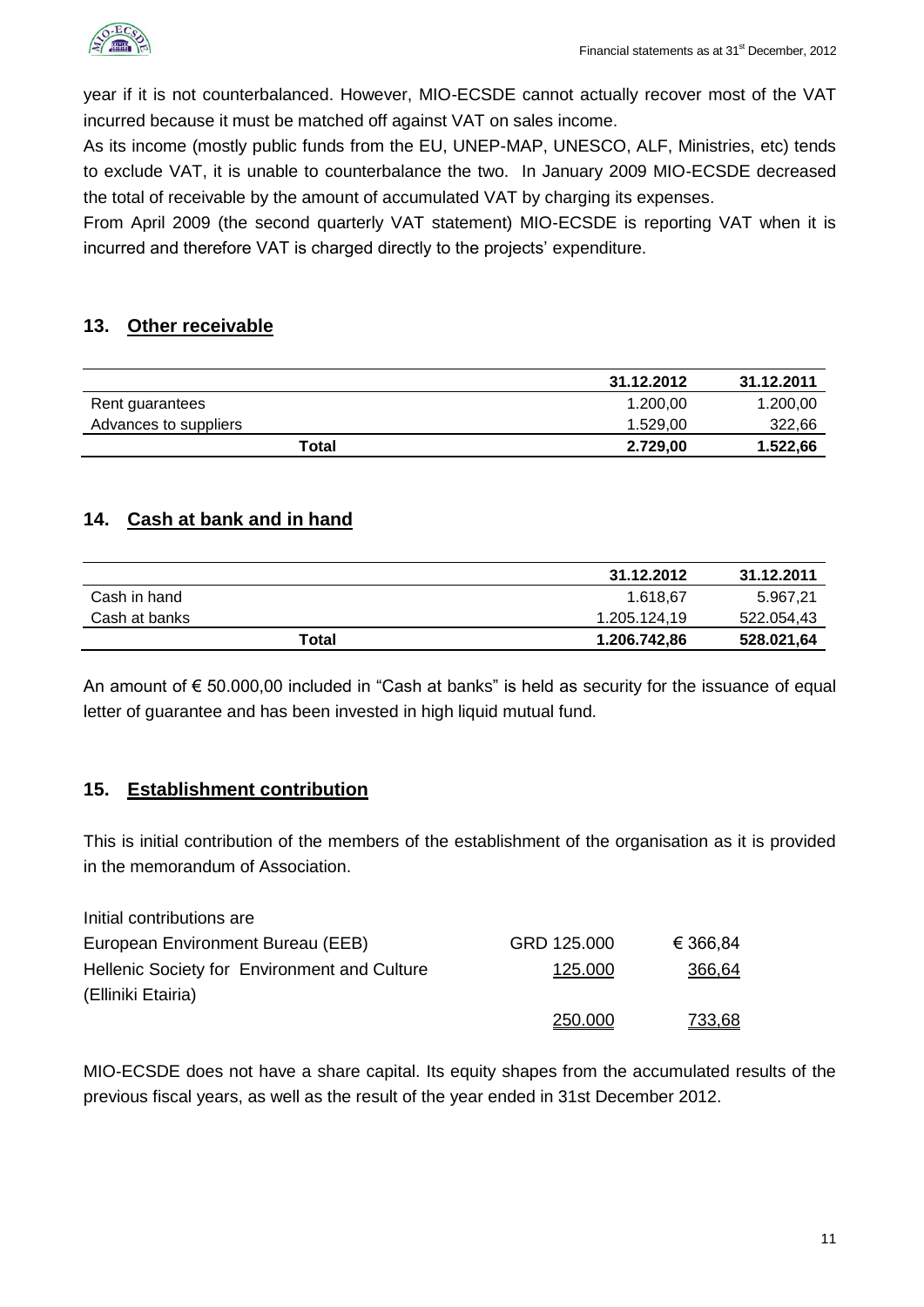year if it is not counterbalanced. However, MIO-ECSDE cannot actually recover most of the VAT incurred because it must be matched off against VAT on sales income.

As its income (mostly public funds from the EU, UNEP-MAP, UNESCO, ALF, Ministries, etc) tends to exclude VAT, it is unable to counterbalance the two. In January 2009 MIO-ECSDE decreased the total of receivable by the amount of accumulated VAT by charging its expenses.

From April 2009 (the second quarterly VAT statement) MIO-ECSDE is reporting VAT when it is incurred and therefore VAT is charged directly to the projects' expenditure.

## 13. Other receivable

| | 31.12.2012 | 31.12.2011 |
|---|---|---|
| Rent guarantees | 1.200,00 | 1.200,00 |
| Advances to suppliers | 1.529,00 | 322,66 |
| **Total** | **2.729,00** | **1.522,66** |

## 14. Cash at bank and in hand

| | 31.12.2012 | 31.12.2011 |
|---|---|---|
| Cash in hand | 1.618,67 | 5.967,21 |
| Cash at banks | 1.205.124,19 | 522.054,43 |
| **Total** | **1.206.742,86** | **528.021,64** |

An amount of € 50.000,00 included in "Cash at banks" is held as security for the issuance of equal letter of guarantee and has been invested in high liquid mutual fund.

## 15. Establishment contribution

This is initial contribution of the members of the establishment of the organisation as it is provided in the memorandum of Association.

| Initial contributions are | | |
|---|---|---|
| European Environment Bureau (EEB) | GRD 125.000 | € 366,84 |
| Hellenic Society for Environment and Culture (Elliniki Etairia) | 125.000 | 366,64 |
| | 250.000 | 733,68 |

MIO-ECSDE does not have a share capital. Its equity shapes from the accumulated results of the previous fiscal years, as well as the result of the year ended in 31st December 2012.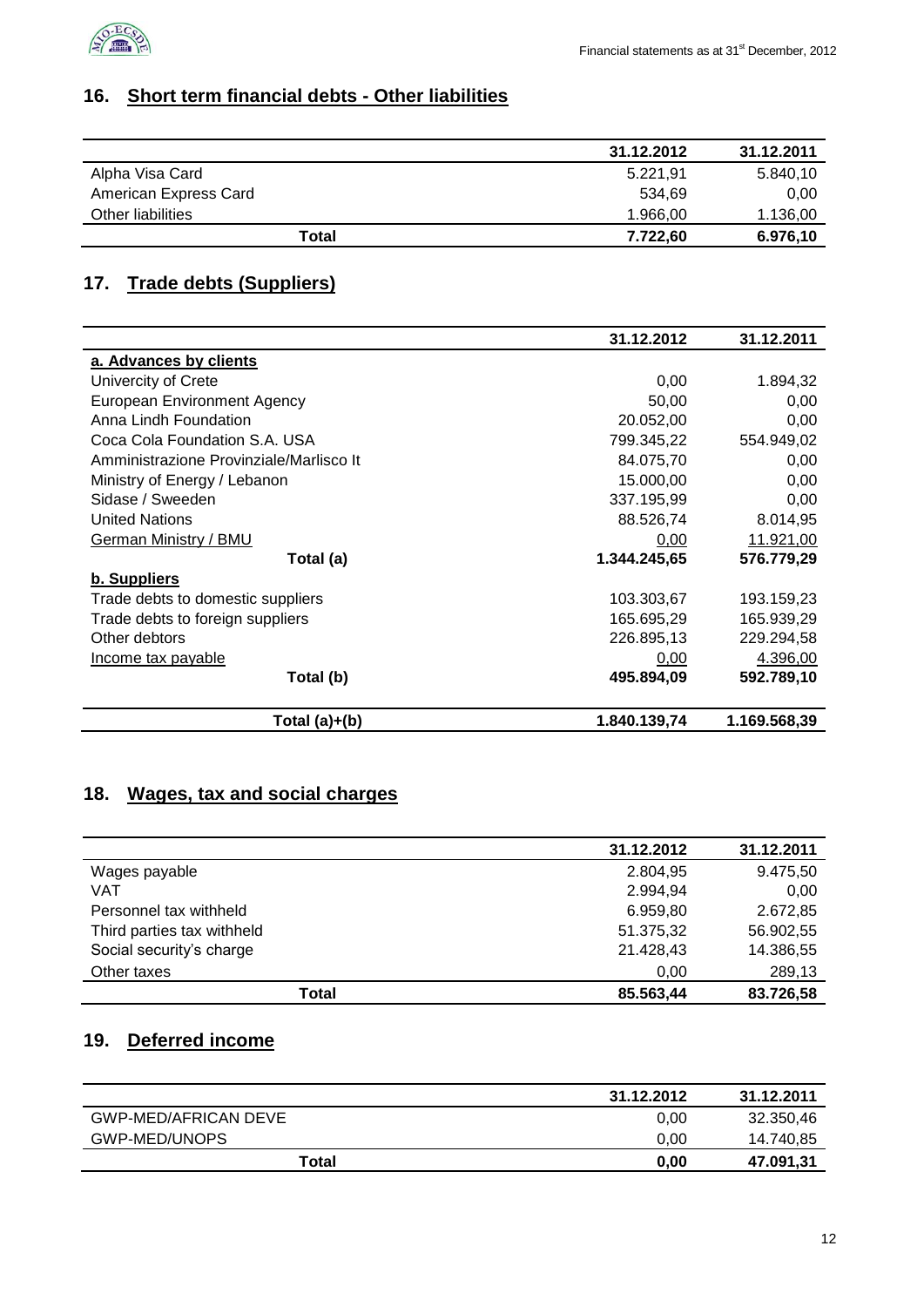## 16. Short term financial debts - Other liabilities

| | 31.12.2012 | 31.12.2011 |
|---|---|---|
| Alpha Visa Card | 5.221,91 | 5.840,10 |
| American Express Card | 534,69 | 0,00 |
| Other liabilities | 1.966,00 | 1.136,00 |
| **Total** | **7.722,60** | **6.976,10** |

## 17. Trade debts (Suppliers)

| | 31.12.2012 | 31.12.2011 |
|---|---|---|
| **a. Advances by clients** | | |
| Univercity of Crete | 0,00 | 1.894,32 |
| European Environment Agency | 50,00 | 0,00 |
| Anna Lindh Foundation | 20.052,00 | 0,00 |
| Coca Cola Foundation S.A. USA | 799.345,22 | 554.949,02 |
| Amministrazione Provinziale/Marlisco It | 84.075,70 | 0,00 |
| Ministry of Energy / Lebanon | 15.000,00 | 0,00 |
| Sidase / Sweeden | 337.195,99 | 0,00 |
| United Nations | 88.526,74 | 8.014,95 |
| German Ministry / BMU | 0,00 | 11.921,00 |
| **Total (a)** | **1.344.245,65** | **576.779,29** |
| **b. Suppliers** | | |
| Trade debts to domestic suppliers | 103.303,67 | 193.159,23 |
| Trade debts to foreign suppliers | 165.695,29 | 165.939,29 |
| Other debtors | 226.895,13 | 229.294,58 |
| Income tax payable | 0,00 | 4.396,00 |
| **Total (b)** | **495.894,09** | **592.789,10** |
| **Total (a)+(b)** | **1.840.139,74** | **1.169.568,39** |

## 18. Wages, tax and social charges

| | 31.12.2012 | 31.12.2011 |
|---|---|---|
| Wages payable | 2.804,95 | 9.475,50 |
| VAT | 2.994,94 | 0,00 |
| Personnel tax withheld | 6.959,80 | 2.672,85 |
| Third parties tax withheld | 51.375,32 | 56.902,55 |
| Social security's charge | 21.428,43 | 14.386,55 |
| Other taxes | 0,00 | 289,13 |
| **Total** | **85.563,44** | **83.726,58** |

## 19. Deferred income

| | 31.12.2012 | 31.12.2011 |
|---|---|---|
| GWP-MED/AFRICAN DEVE | 0,00 | 32.350,46 |
| GWP-MED/UNOPS | 0,00 | 14.740,85 |
| **Total** | **0,00** | **47.091,31** |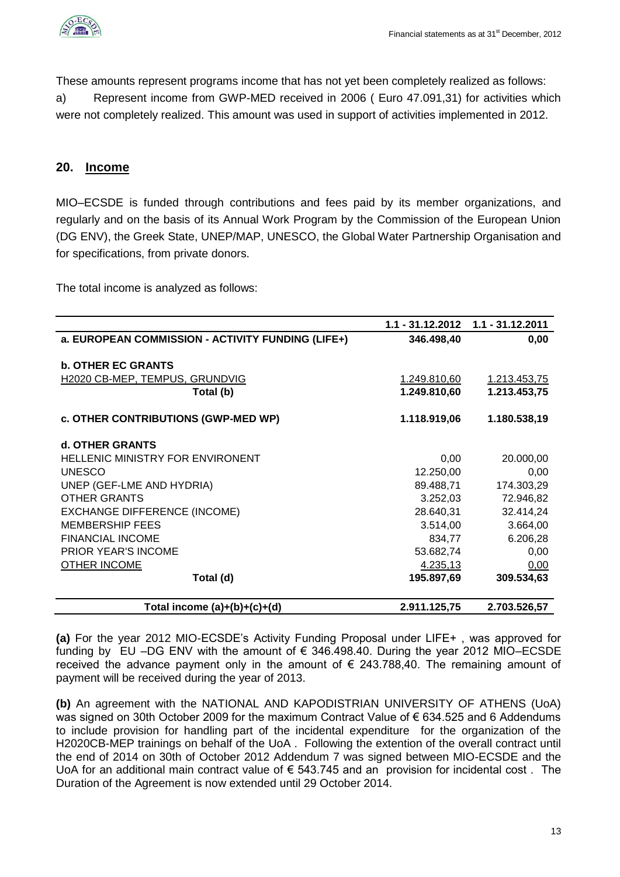These amounts represent programs income that has not yet been completely realized as follows:

a) Represent income from GWP-MED received in 2006 ( Euro 47.091,31) for activities which were not completely realized. This amount was used in support of activities implemented in 2012.

## 20. Income

MIO–ECSDE is funded through contributions and fees paid by its member organizations, and regularly and on the basis of its Annual Work Program by the Commission of the European Union (DG ENV), the Greek State, UNEP/MAP, UNESCO, the Global Water Partnership Organisation and for specifications, from private donors.

The total income is analyzed as follows:

| | 1.1 - 31.12.2012 | 1.1 - 31.12.2011 |
|---|---|---|
| **a. EUROPEAN COMMISSION - ACTIVITY FUNDING (LIFE+)** | **346.498,40** | **0,00** |
| **b. OTHER EC GRANTS** | | |
| H2020 CB-MEP, TEMPUS, GRUNDVIG | 1.249.810,60 | 1.213.453,75 |
| **Total (b)** | **1.249.810,60** | **1.213.453,75** |
| **c. OTHER CONTRIBUTIONS (GWP-MED WP)** | **1.118.919,06** | **1.180.538,19** |
| **d. OTHER GRANTS** | | |
| HELLENIC MINISTRY FOR ENVIRONENT | 0,00 | 20.000,00 |
| UNESCO | 12.250,00 | 0,00 |
| UNEP (GEF-LME AND HYDRIA) | 89.488,71 | 174.303,29 |
| OTHER GRANTS | 3.252,03 | 72.946,82 |
| EXCHANGE DIFFERENCE (INCOME) | 28.640,31 | 32.414,24 |
| MEMBERSHIP FEES | 3.514,00 | 3.664,00 |
| FINANCIAL INCOME | 834,77 | 6.206,28 |
| PRIOR YEAR'S INCOME | 53.682,74 | 0,00 |
| OTHER INCOME | 4.235,13 | 0,00 |
| **Total (d)** | **195.897,69** | **309.534,63** |
| **Total income (a)+(b)+(c)+(d)** | **2.911.125,75** | **2.703.526,57** |

**(a)** For the year 2012 MIO-ECSDE's Activity Funding Proposal under LIFE+ , was approved for funding by EU –DG ENV with the amount of € 346.498.40. During the year 2012 MIO–ECSDE received the advance payment only in the amount of € 243.788,40. The remaining amount of payment will be received during the year of 2013.

**(b)** An agreement with the NATIONAL AND KAPODISTRIAN UNIVERSITY OF ATHENS (UoA) was signed on 30th October 2009 for the maximum Contract Value of € 634.525 and 6 Addendums to include provision for handling part of the incidental expenditure for the organization of the H2020CB-MEP trainings on behalf of the UoA . Following the extention of the overall contract until the end of 2014 on 30th of October 2012 Addendum 7 was signed between MIO-ECSDE and the UoA for an additional main contract value of € 543.745 and an provision for incidental cost . The Duration of the Agreement is now extended until 29 October 2014.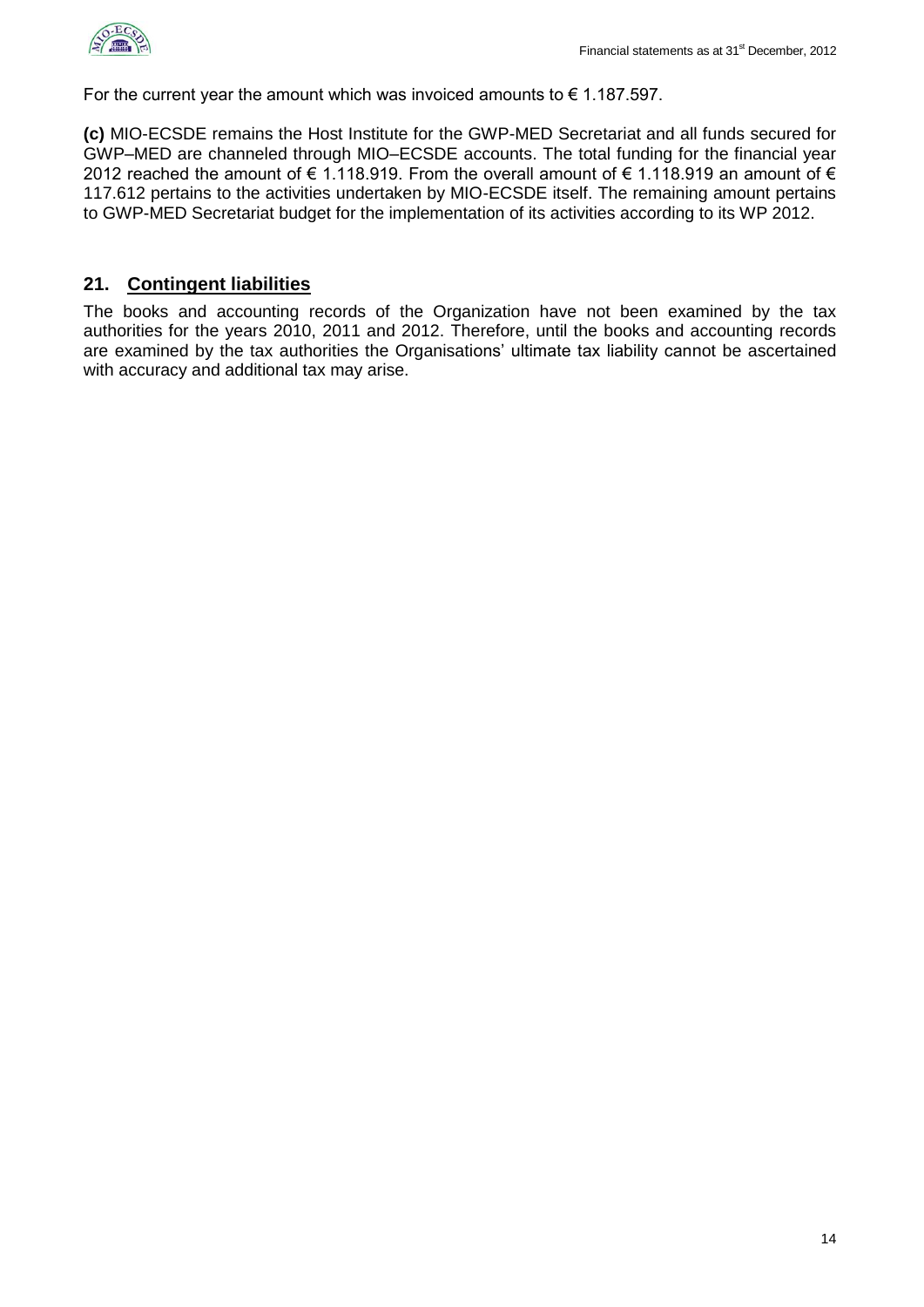For the current year the amount which was invoiced amounts to € 1.187.597.

**(c)** MIO-ECSDE remains the Host Institute for the GWP-MED Secretariat and all funds secured for GWP–MED are channeled through MIO–ECSDE accounts. The total funding for the financial year 2012 reached the amount of € 1.118.919. From the overall amount of € 1.118.919 an amount of € 117.612 pertains to the activities undertaken by MIO-ECSDE itself. The remaining amount pertains to GWP-MED Secretariat budget for the implementation of its activities according to its WP 2012.

## 21. Contingent liabilities

The books and accounting records of the Organization have not been examined by the tax authorities for the years 2010, 2011 and 2012. Therefore, until the books and accounting records are examined by the tax authorities the Organisations' ultimate tax liability cannot be ascertained with accuracy and additional tax may arise.